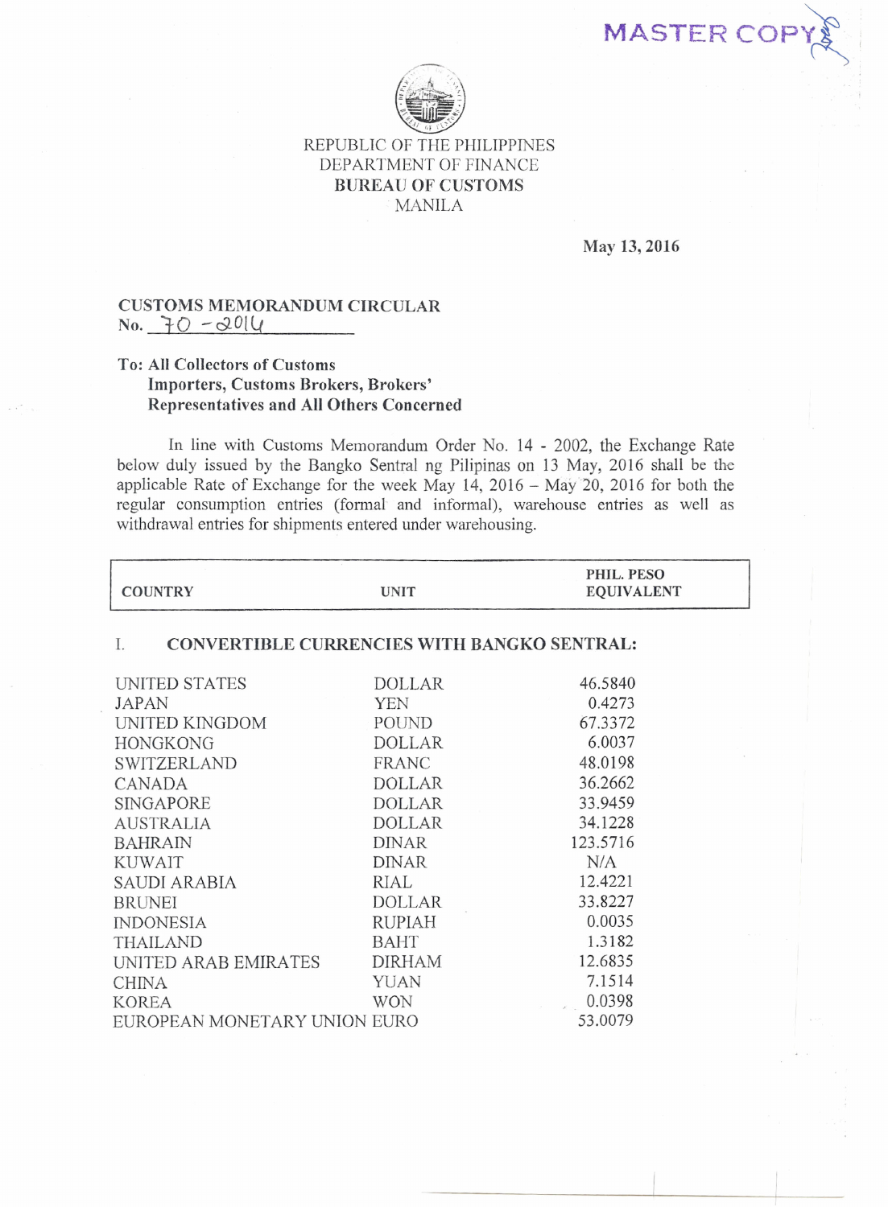MASTER COPY

REPUBLIC OF THE PHILIPPINES
DEPARTMENT OF FINANCE
**BUREAU OF CUSTOMS**
MANILA

**May 13, 2016**

**CUSTOMS MEMORANDUM CIRCULAR**
**No.** 70 - 2016

**To: All Collectors of Customs**
**Importers, Customs Brokers, Brokers' Representatives and All Others Concerned**

In line with Customs Memorandum Order No. 14 - 2002, the Exchange Rate below duly issued by the Bangko Sentral ng Pilipinas on 13 May, 2016 shall be the applicable Rate of Exchange for the week May 14, 2016 – May 20, 2016 for both the regular consumption entries (formal and informal), warehouse entries as well as withdrawal entries for shipments entered under warehousing.

| COUNTRY | UNIT | PHIL. PESO EQUIVALENT |
|---|---|---|
| **I. CONVERTIBLE CURRENCIES WITH BANGKO SENTRAL:** | | |
| UNITED STATES | DOLLAR | 46.5840 |
| JAPAN | YEN | 0.4273 |
| UNITED KINGDOM | POUND | 67.3372 |
| HONGKONG | DOLLAR | 6.0037 |
| SWITZERLAND | FRANC | 48.0198 |
| CANADA | DOLLAR | 36.2662 |
| SINGAPORE | DOLLAR | 33.9459 |
| AUSTRALIA | DOLLAR | 34.1228 |
| BAHRAIN | DINAR | 123.5716 |
| KUWAIT | DINAR | N/A |
| SAUDI ARABIA | RIAL | 12.4221 |
| BRUNEI | DOLLAR | 33.8227 |
| INDONESIA | RUPIAH | 0.0035 |
| THAILAND | BAHT | 1.3182 |
| UNITED ARAB EMIRATES | DIRHAM | 12.6835 |
| CHINA | YUAN | 7.1514 |
| KOREA | WON | 0.0398 |
| EUROPEAN MONETARY UNION | EURO | 53.0079 |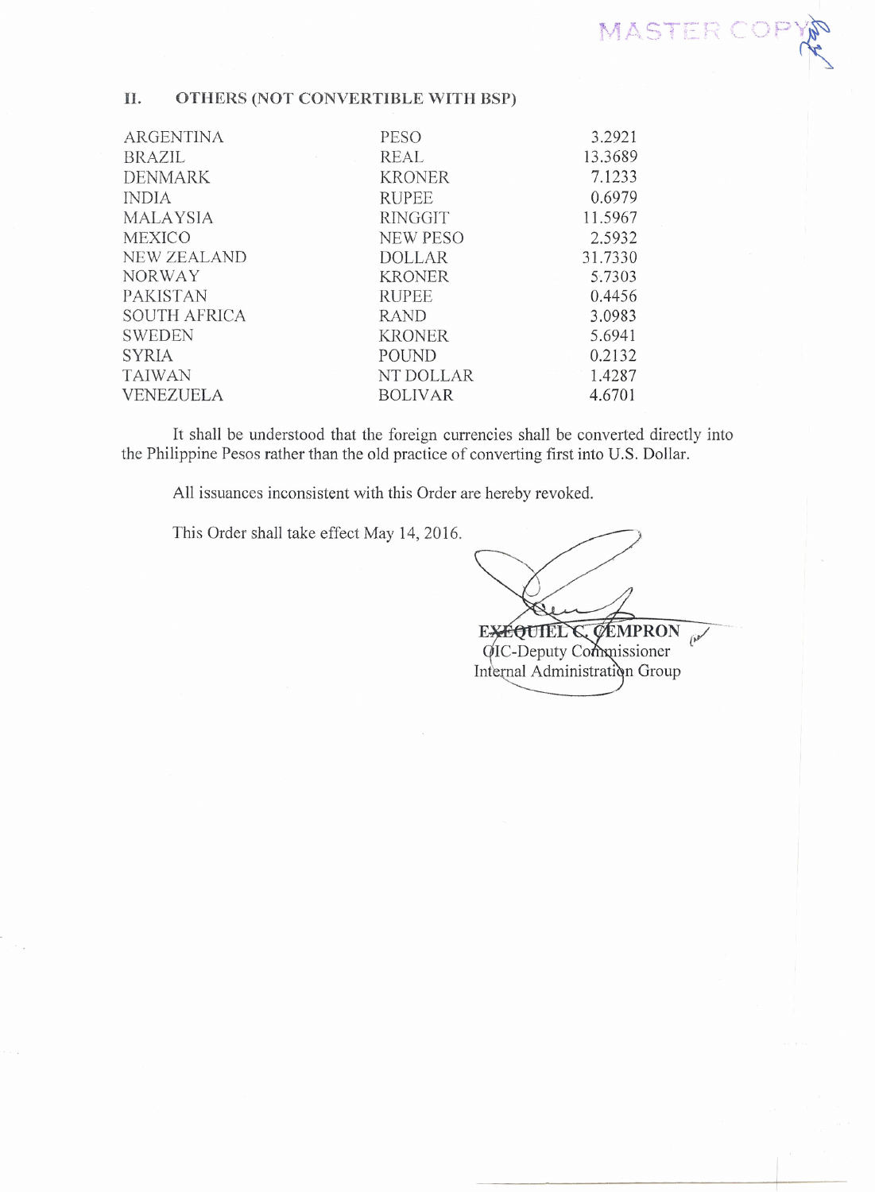## II. OTHERS (NOT CONVERTIBLE WITH BSP)

| | | |
|---|---|---|
| ARGENTINA | PESO | 3.2921 |
| BRAZIL | REAL | 13.3689 |
| DENMARK | KRONER | 7.1233 |
| INDIA | RUPEE | 0.6979 |
| MALAYSIA | RINGGIT | 11.5967 |
| MEXICO | NEW PESO | 2.5932 |
| NEW ZEALAND | DOLLAR | 31.7330 |
| NORWAY | KRONER | 5.7303 |
| PAKISTAN | RUPEE | 0.4456 |
| SOUTH AFRICA | RAND | 3.0983 |
| SWEDEN | KRONER | 5.6941 |
| SYRIA | POUND | 0.2132 |
| TAIWAN | NT DOLLAR | 1.4287 |
| VENEZUELA | BOLIVAR | 4.6701 |

It shall be understood that the foreign currencies shall be converted directly into the Philippine Pesos rather than the old practice of converting first into U.S. Dollar.

All issuances inconsistent with this Order are hereby revoked.

This Order shall take effect May 14, 2016.

**EXEQUIEL C. CEMPRON**
OIC-Deputy Commissioner
Internal Administration Group